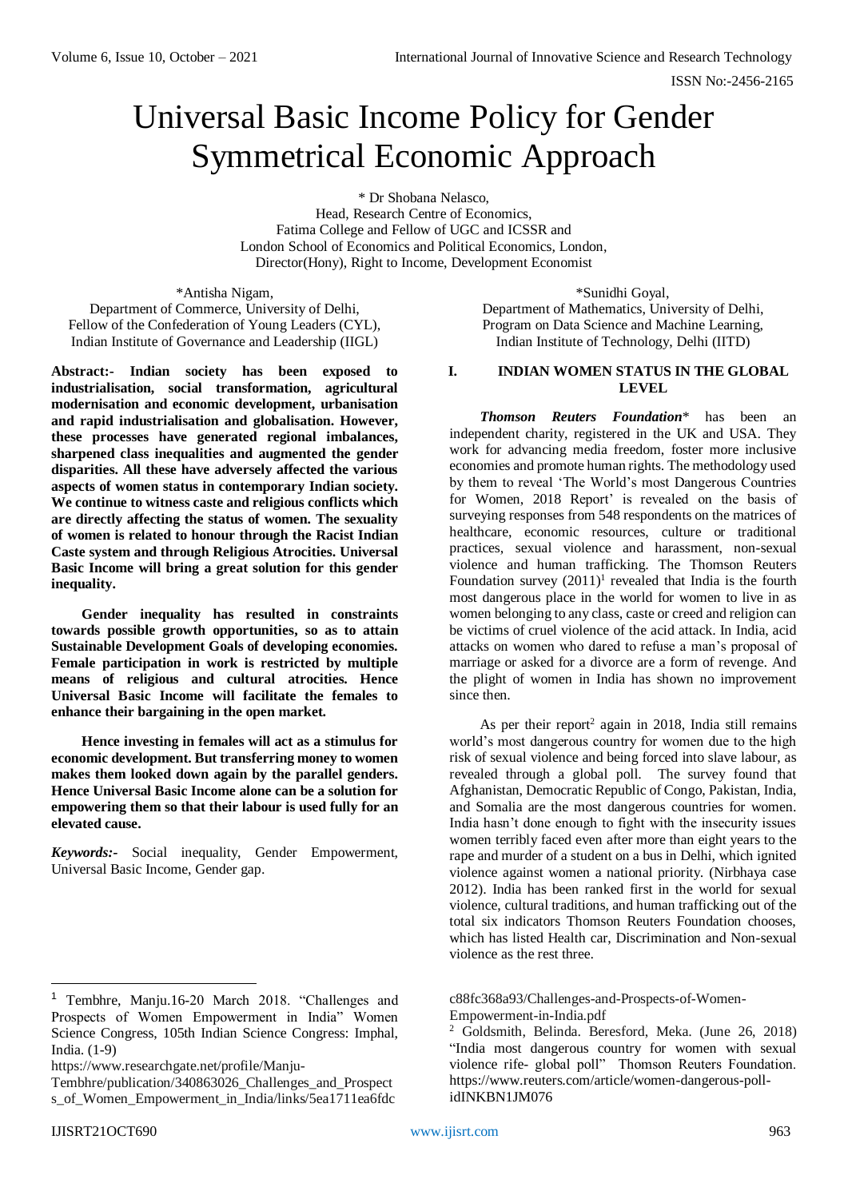# Universal Basic Income Policy for Gender Symmetrical Economic Approach

\* Dr Shobana Nelasco,
Head, Research Centre of Economics,
Fatima College and Fellow of UGC and ICSSR and
London School of Economics and Political Economics, London,
Director(Hony), Right to Income, Development Economist

\*Antisha Nigam,
Department of Commerce, University of Delhi,
Fellow of the Confederation of Young Leaders (CYL),
Indian Institute of Governance and Leadership (IIGL)

\*Sunidhi Goyal,
Department of Mathematics, University of Delhi,
Program on Data Science and Machine Learning,
Indian Institute of Technology, Delhi (IITD)

**Abstract:- Indian society has been exposed to industrialisation, social transformation, agricultural modernisation and economic development, urbanisation and rapid industrialisation and globalisation. However, these processes have generated regional imbalances, sharpened class inequalities and augmented the gender disparities. All these have adversely affected the various aspects of women status in contemporary Indian society. We continue to witness caste and religious conflicts which are directly affecting the status of women. The sexuality of women is related to honour through the Racist Indian Caste system and through Religious Atrocities. Universal Basic Income will bring a great solution for this gender inequality.**

**Gender inequality has resulted in constraints towards possible growth opportunities, so as to attain Sustainable Development Goals of developing economies. Female participation in work is restricted by multiple means of religious and cultural atrocities. Hence Universal Basic Income will facilitate the females to enhance their bargaining in the open market.**

**Hence investing in females will act as a stimulus for economic development. But transferring money to women makes them looked down again by the parallel genders. Hence Universal Basic Income alone can be a solution for empowering them so that their labour is used fully for an elevated cause.**

***Keywords:-*** Social inequality, Gender Empowerment, Universal Basic Income, Gender gap.

## I. INDIAN WOMEN STATUS IN THE GLOBAL LEVEL

***Thomson Reuters Foundation**** has been an independent charity, registered in the UK and USA. They work for advancing media freedom, foster more inclusive economies and promote human rights. The methodology used by them to reveal 'The World's most Dangerous Countries for Women, 2018 Report' is revealed on the basis of surveying responses from 548 respondents on the matrices of healthcare, economic resources, culture or traditional practices, sexual violence and harassment, non-sexual violence and human trafficking. The Thomson Reuters Foundation survey (2011)[1] revealed that India is the fourth most dangerous place in the world for women to live in as women belonging to any class, caste or creed and religion can be victims of cruel violence of the acid attack. In India, acid attacks on women who dared to refuse a man's proposal of marriage or asked for a divorce are a form of revenge. And the plight of women in India has shown no improvement since then.

As per their report[2] again in 2018, India still remains world's most dangerous country for women due to the high risk of sexual violence and being forced into slave labour, as revealed through a global poll. The survey found that Afghanistan, Democratic Republic of Congo, Pakistan, India, and Somalia are the most dangerous countries for women. India hasn't done enough to fight with the insecurity issues women terribly faced even after more than eight years to the rape and murder of a student on a bus in Delhi, which ignited violence against women a national priority. (Nirbhaya case 2012). India has been ranked first in the world for sexual violence, cultural traditions, and human trafficking out of the total six indicators Thomson Reuters Foundation chooses, which has listed Health car, Discrimination and Non-sexual violence as the rest three.

---

[1] Tembhre, Manju.16-20 March 2018. "Challenges and Prospects of Women Empowerment in India" Women Science Congress, 105th Indian Science Congress: Imphal, India. (1-9) https://www.researchgate.net/profile/Manju-Tembhre/publication/340863026_Challenges_and_Prospects_of_Women_Empowerment_in_India/links/5ea1711ea6fdcc88fc368a93/Challenges-and-Prospects-of-Women-Empowerment-in-India.pdf

[2] Goldsmith, Belinda. Beresford, Meka. (June 26, 2018) "India most dangerous country for women with sexual violence rife- global poll" Thomson Reuters Foundation. https://www.reuters.com/article/women-dangerous-poll-idINKBN1JM076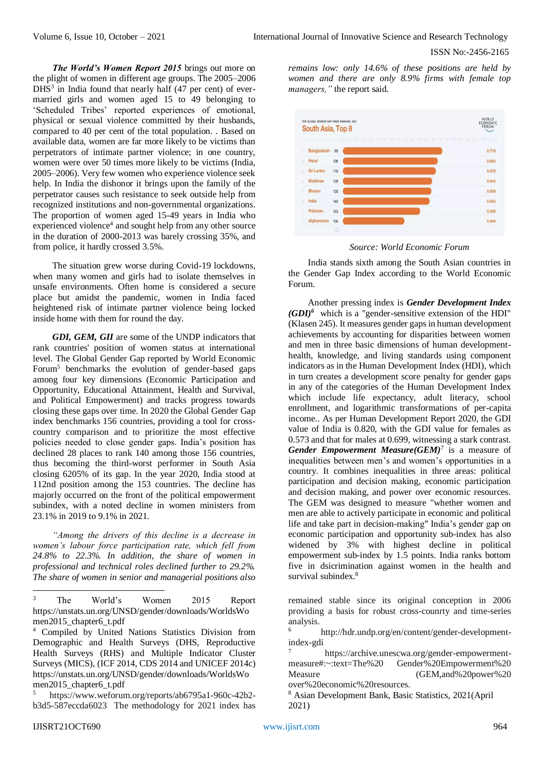***The World's Women Report 2015*** brings out more on the plight of women in different age groups. The 2005–2006 DHS[3] in India found that nearly half (47 per cent) of ever-married girls and women aged 15 to 49 belonging to 'Scheduled Tribes' reported experiences of emotional, physical or sexual violence committed by their husbands, compared to 40 per cent of the total population. . Based on available data, women are far more likely to be victims than perpetrators of intimate partner violence; in one country, women were over 50 times more likely to be victims (India, 2005–2006). Very few women who experience violence seek help. In India the dishonor it brings upon the family of the perpetrator causes such resistance to seek outside help from recognized institutions and non-governmental organizations. The proportion of women aged 15-49 years in India who experienced violence[4] and sought help from any other source in the duration of 2000-2013 was barely crossing 35%, and from police, it hardly crossed 3.5%.

The situation grew worse during Covid-19 lockdowns, when many women and girls had to isolate themselves in unsafe environments. Often home is considered a secure place but amidst the pandemic, women in India faced heightened risk of intimate partner violence being locked inside home with them for round the day.

***GDI, GEM, GII*** are some of the UNDP indicators that rank countries' position of women status at international level. The Global Gender Gap reported by World Economic Forum[5] benchmarks the evolution of gender-based gaps among four key dimensions (Economic Participation and Opportunity, Educational Attainment, Health and Survival, and Political Empowerment) and tracks progress towards closing these gaps over time. In 2020 the Global Gender Gap index benchmarks 156 countries, providing a tool for cross-country comparison and to prioritize the most effective policies needed to close gender gaps. India's position has declined 28 places to rank 140 among those 156 countries, thus becoming the third-worst performer in South Asia closing 6205% of its gap. In the year 2020, India stood at 112nd position among the 153 countries. The decline has majorly occurred on the front of the political empowerment subindex, with a noted decline in women ministers from 23.1% in 2019 to 9.1% in 2021.

*"Among the drivers of this decline is a decrease in women's labour force participation rate, which fell from 24.8% to 22.3%. In addition, the share of women in professional and technical roles declined further to 29.2%. The share of women in senior and managerial positions also remains low: only 14.6% of these positions are held by women and there are only 8.9% firms with female top managers,"* the report said.

THE GLOBAL GENDER GAP INDEX RANKING, 2021 — WORLD ECONOMIC FORUM

**South Asia, Top 8**

| | Country | Rank | Score |
|---|---|---|---|
| 1 | Bangladesh | 65 | 0.719 |
| 2 | Nepal | 106 | 0.683 |
| 3 | Sri Lanka | 116 | 0.670 |
| 4 | Maldives | 128 | 0.642 |
| 5 | Bhutan | 130 | 0.639 |
| 6 | India | 140 | 0.625 |
| 7 | Pakistan | 153 | 0.556 |
| 8 | Afghanistan | 156 | 0.444 |

*Source: World Economic Forum*

India stands sixth among the South Asian countries in the Gender Gap Index according to the World Economic Forum.

Another pressing index is ***Gender Development Index (GDI)***[6] which is a "gender-sensitive extension of the HDI" (Klasen 245). It measures gender gaps in human development achievements by accounting for disparities between women and men in three basic dimensions of human development- health, knowledge, and living standards using component indicators as in the Human Development Index (HDI), which in turn creates a development score penalty for gender gaps in any of the categories of the Human Development Index which include life expectancy, adult literacy, school enrollment, and logarithmic transformations of per-capita income.. As per Human Development Report 2020, the GDI value of India is 0.820, with the GDI value for females as 0.573 and that for males at 0.699, witnessing a stark contrast. ***Gender Empowerment Measure(GEM)***[7] is a measure of inequalities between men's and women's opportunities in a country. It combines inequalities in three areas: political participation and decision making, economic participation and decision making, and power over economic resources. The GEM was designed to measure "whether women and men are able to actively participate in economic and political life and take part in decision-making" India's gender gap on economic participation and opportunity sub-index has also widened by 3% with highest decline in political empowerment sub-index by 1.5 points. India ranks bottom five in dsicrimination against women in the health and survival subindex.[8]

---

[3] The World's Women 2015 Report https://unstats.un.org/UNSD/gender/downloads/WorldsWomen2015_chapter6_t.pdf

[4] Compiled by United Nations Statistics Division from Demographic and Health Surveys (DHS, Reproductive Health Surveys (RHS) and Multiple Indicator Cluster Surveys (MICS), (ICF 2014, CDS 2014 and UNICEF 2014c) https://unstats.un.org/UNSD/gender/downloads/WorldsWomen2015_chapter6_t.pdf

[5] https://www.weforum.org/reports/ab6795a1-960c-42b2-b3d5-587eccda6023 The methodology for 2021 index has remained stable since its original conception in 2006 providing a basis for robust cross-cournty and time-series analysis.

[6] http://hdr.undp.org/en/content/gender-development-index-gdi

[7] https://archive.unescwa.org/gender-empowerment-measure#:~:text=The%20 Gender%20Empowerment%20 Measure (GEM,and%20power%20 over%20economic%20resources.

[8] Asian Development Bank, Basic Statistics, 2021(April 2021)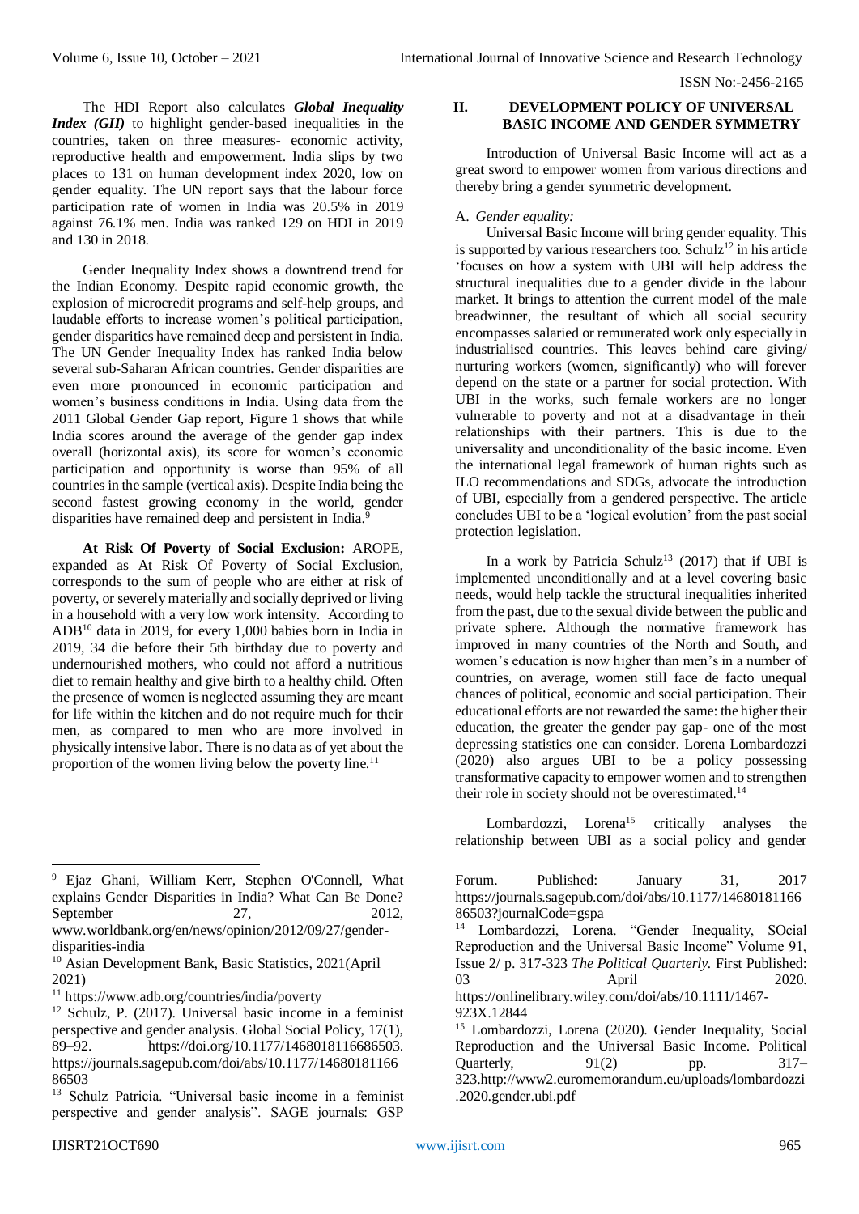The HDI Report also calculates ***Global Inequality Index (GII)*** to highlight gender-based inequalities in the countries, taken on three measures- economic activity, reproductive health and empowerment. India slips by two places to 131 on human development index 2020, low on gender equality. The UN report says that the labour force participation rate of women in India was 20.5% in 2019 against 76.1% men. India was ranked 129 on HDI in 2019 and 130 in 2018.

Gender Inequality Index shows a downtrend trend for the Indian Economy. Despite rapid economic growth, the explosion of microcredit programs and self-help groups, and laudable efforts to increase women's political participation, gender disparities have remained deep and persistent in India. The UN Gender Inequality Index has ranked India below several sub-Saharan African countries. Gender disparities are even more pronounced in economic participation and women's business conditions in India. Using data from the 2011 Global Gender Gap report, Figure 1 shows that while India scores around the average of the gender gap index overall (horizontal axis), its score for women's economic participation and opportunity is worse than 95% of all countries in the sample (vertical axis). Despite India being the second fastest growing economy in the world, gender disparities have remained deep and persistent in India.[9]

**At Risk Of Poverty of Social Exclusion:** AROPE, expanded as At Risk Of Poverty of Social Exclusion, corresponds to the sum of people who are either at risk of poverty, or severely materially and socially deprived or living in a household with a very low work intensity. According to ADB[10] data in 2019, for every 1,000 babies born in India in 2019, 34 die before their 5th birthday due to poverty and undernourished mothers, who could not afford a nutritious diet to remain healthy and give birth to a healthy child. Often the presence of women is neglected assuming they are meant for life within the kitchen and do not require much for their men, as compared to men who are more involved in physically intensive labor. There is no data as of yet about the proportion of the women living below the poverty line.[11]

## II. DEVELOPMENT POLICY OF UNIVERSAL BASIC INCOME AND GENDER SYMMETRY

Introduction of Universal Basic Income will act as a great sword to empower women from various directions and thereby bring a gender symmetric development.

### A. *Gender equality:*

Universal Basic Income will bring gender equality. This is supported by various researchers too. Schulz[12] in his article 'focuses on how a system with UBI will help address the structural inequalities due to a gender divide in the labour market. It brings to attention the current model of the male breadwinner, the resultant of which all social security encompasses salaried or remunerated work only especially in industrialised countries. This leaves behind care giving/ nurturing workers (women, significantly) who will forever depend on the state or a partner for social protection. With UBI in the works, such female workers are no longer vulnerable to poverty and not at a disadvantage in their relationships with their partners. This is due to the universality and unconditionality of the basic income. Even the international legal framework of human rights such as ILO recommendations and SDGs, advocate the introduction of UBI, especially from a gendered perspective. The article concludes UBI to be a 'logical evolution' from the past social protection legislation.

In a work by Patricia Schulz[13] (2017) that if UBI is implemented unconditionally and at a level covering basic needs, would help tackle the structural inequalities inherited from the past, due to the sexual divide between the public and private sphere. Although the normative framework has improved in many countries of the North and South, and women's education is now higher than men's in a number of countries, on average, women still face de facto unequal chances of political, economic and social participation. Their educational efforts are not rewarded the same: the higher their education, the greater the gender pay gap- one of the most depressing statistics one can consider. Lorena Lombardozzi (2020) also argues UBI to be a policy possessing transformative capacity to empower women and to strengthen their role in society should not be overestimated.[14]

Lombardozzi, Lorena[15] critically analyses the relationship between UBI as a social policy and gender

---

[9] Ejaz Ghani, William Kerr, Stephen O'Connell, What explains Gender Disparities in India? What Can Be Done? September 27, 2012, www.worldbank.org/en/news/opinion/2012/09/27/gender-disparities-india

[10] Asian Development Bank, Basic Statistics, 2021(April 2021)

[11] https://www.adb.org/countries/india/poverty

[12] Schulz, P. (2017). Universal basic income in a feminist perspective and gender analysis. Global Social Policy, 17(1), 89–92. https://doi.org/10.1177/1468018116686503. https://journals.sagepub.com/doi/abs/10.1177/1468018116686503

[13] Schulz Patricia. "Universal basic income in a feminist perspective and gender analysis". SAGE journals: GSP Forum. Published: January 31, 2017 https://journals.sagepub.com/doi/abs/10.1177/1468018116686503?journalCode=gspa

[14] Lombardozzi, Lorena. "Gender Inequality, SOcial Reproduction and the Universal Basic Income" Volume 91, Issue 2/ p. 317-323 *The Political Quarterly.* First Published: 03 April 2020. https://onlinelibrary.wiley.com/doi/abs/10.1111/1467-923X.12844

[15] Lombardozzi, Lorena (2020). Gender Inequality, Social Reproduction and the Universal Basic Income. Political Quarterly, 91(2) pp. 317–323.http://www2.euromemorandum.eu/uploads/lombardozzi.2020.gender.ubi.pdf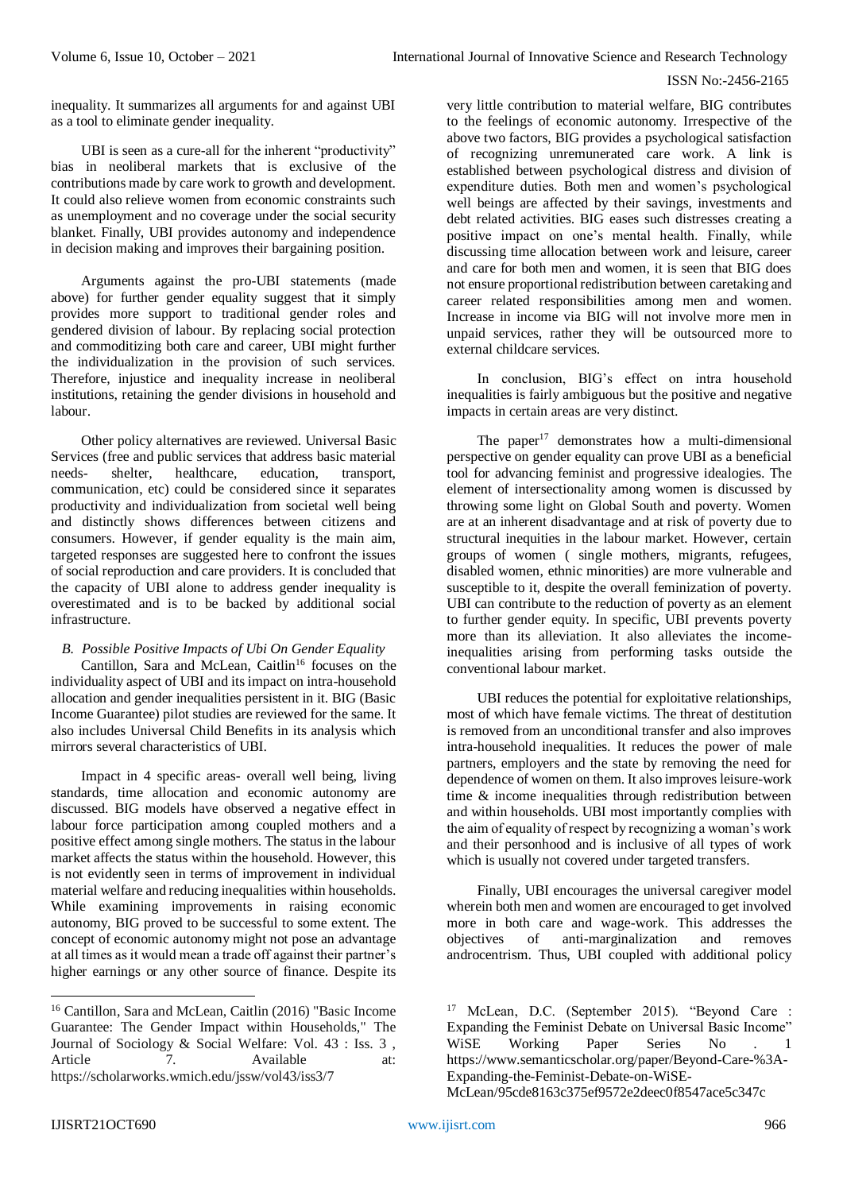inequality. It summarizes all arguments for and against UBI as a tool to eliminate gender inequality.

UBI is seen as a cure-all for the inherent "productivity" bias in neoliberal markets that is exclusive of the contributions made by care work to growth and development. It could also relieve women from economic constraints such as unemployment and no coverage under the social security blanket. Finally, UBI provides autonomy and independence in decision making and improves their bargaining position.

Arguments against the pro-UBI statements (made above) for further gender equality suggest that it simply provides more support to traditional gender roles and gendered division of labour. By replacing social protection and commoditizing both care and career, UBI might further the individualization in the provision of such services. Therefore, injustice and inequality increase in neoliberal institutions, retaining the gender divisions in household and labour.

Other policy alternatives are reviewed. Universal Basic Services (free and public services that address basic material needs- shelter, healthcare, education, transport, communication, etc) could be considered since it separates productivity and individualization from societal well being and distinctly shows differences between citizens and consumers. However, if gender equality is the main aim, targeted responses are suggested here to confront the issues of social reproduction and care providers. It is concluded that the capacity of UBI alone to address gender inequality is overestimated and is to be backed by additional social infrastructure.

*B. Possible Positive Impacts of Ubi On Gender Equality*

Cantillon, Sara and McLean, Caitlin[16] focuses on the individuality aspect of UBI and its impact on intra-household allocation and gender inequalities persistent in it. BIG (Basic Income Guarantee) pilot studies are reviewed for the same. It also includes Universal Child Benefits in its analysis which mirrors several characteristics of UBI.

Impact in 4 specific areas- overall well being, living standards, time allocation and economic autonomy are discussed. BIG models have observed a negative effect in labour force participation among coupled mothers and a positive effect among single mothers. The status in the labour market affects the status within the household. However, this is not evidently seen in terms of improvement in individual material welfare and reducing inequalities within households. While examining improvements in raising economic autonomy, BIG proved to be successful to some extent. The concept of economic autonomy might not pose an advantage at all times as it would mean a trade off against their partner's higher earnings or any other source of finance. Despite its very little contribution to material welfare, BIG contributes to the feelings of economic autonomy. Irrespective of the above two factors, BIG provides a psychological satisfaction of recognizing unremunerated care work. A link is established between psychological distress and division of expenditure duties. Both men and women's psychological well beings are affected by their savings, investments and debt related activities. BIG eases such distresses creating a positive impact on one's mental health. Finally, while discussing time allocation between work and leisure, career and care for both men and women, it is seen that BIG does not ensure proportional redistribution between caretaking and career related responsibilities among men and women. Increase in income via BIG will not involve more men in unpaid services, rather they will be outsourced more to external childcare services.

In conclusion, BIG's effect on intra household inequalities is fairly ambiguous but the positive and negative impacts in certain areas are very distinct.

The paper[17] demonstrates how a multi-dimensional perspective on gender equality can prove UBI as a beneficial tool for advancing feminist and progressive idealogies. The element of intersectionality among women is discussed by throwing some light on Global South and poverty. Women are at an inherent disadvantage and at risk of poverty due to structural inequities in the labour market. However, certain groups of women ( single mothers, migrants, refugees, disabled women, ethnic minorities) are more vulnerable and susceptible to it, despite the overall feminization of poverty. UBI can contribute to the reduction of poverty as an element to further gender equity. In specific, UBI prevents poverty more than its alleviation. It also alleviates the income-inequalities arising from performing tasks outside the conventional labour market.

UBI reduces the potential for exploitative relationships, most of which have female victims. The threat of destitution is removed from an unconditional transfer and also improves intra-household inequalities. It reduces the power of male partners, employers and the state by removing the need for dependence of women on them. It also improves leisure-work time & income inequalities through redistribution between and within households. UBI most importantly complies with the aim of equality of respect by recognizing a woman's work and their personhood and is inclusive of all types of work which is usually not covered under targeted transfers.

Finally, UBI encourages the universal caregiver model wherein both men and women are encouraged to get involved more in both care and wage-work. This addresses the objectives of anti-marginalization and removes androcentrism. Thus, UBI coupled with additional policy

---

[16] Cantillon, Sara and McLean, Caitlin (2016) "Basic Income Guarantee: The Gender Impact within Households," The Journal of Sociology & Social Welfare: Vol. 43 : Iss. 3 , Article 7. Available at: https://scholarworks.wmich.edu/jssw/vol43/iss3/7

[17] McLean, D.C. (September 2015). "Beyond Care : Expanding the Feminist Debate on Universal Basic Income" WiSE Working Paper Series No . 1 https://www.semanticscholar.org/paper/Beyond-Care-%3A-Expanding-the-Feminist-Debate-on-WiSE-McLean/95cde8163c375ef9572e2deec0f8547ace5c347c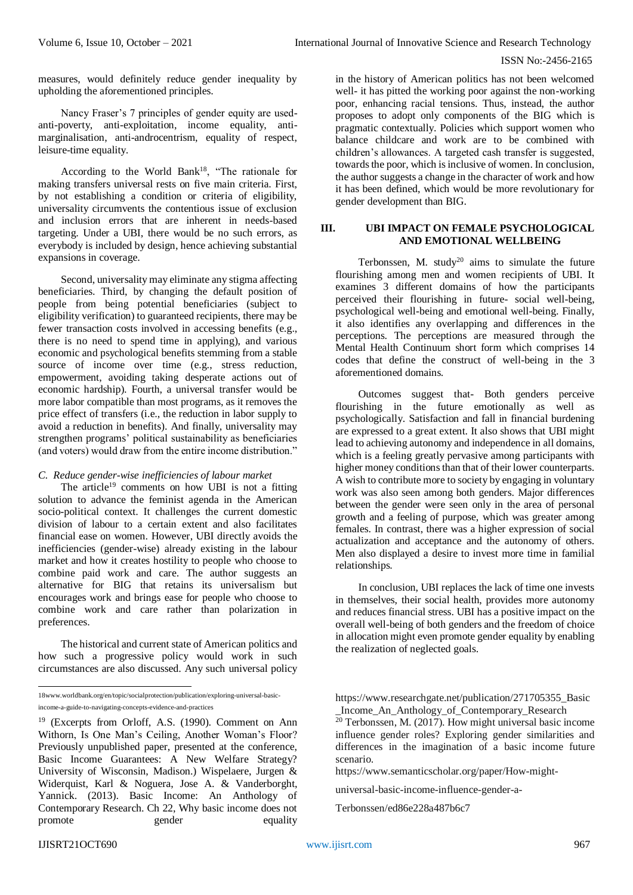measures, would definitely reduce gender inequality by upholding the aforementioned principles.

Nancy Fraser's 7 principles of gender equity are used- anti-poverty, anti-exploitation, income equality, anti-marginalisation, anti-androcentrism, equality of respect, leisure-time equality.

According to the World Bank[18], "The rationale for making transfers universal rests on five main criteria. First, by not establishing a condition or criteria of eligibility, universality circumvents the contentious issue of exclusion and inclusion errors that are inherent in needs-based targeting. Under a UBI, there would be no such errors, as everybody is included by design, hence achieving substantial expansions in coverage.

Second, universality may eliminate any stigma affecting beneficiaries. Third, by changing the default position of people from being potential beneficiaries (subject to eligibility verification) to guaranteed recipients, there may be fewer transaction costs involved in accessing benefits (e.g., there is no need to spend time in applying), and various economic and psychological benefits stemming from a stable source of income over time (e.g., stress reduction, empowerment, avoiding taking desperate actions out of economic hardship). Fourth, a universal transfer would be more labor compatible than most programs, as it removes the price effect of transfers (i.e., the reduction in labor supply to avoid a reduction in benefits). And finally, universality may strengthen these programs' political sustainability as beneficiaries (and voters) would draw from the entire income distribution."

### *C. Reduce gender-wise inefficiencies of labour market*

The article[19] comments on how UBI is not a fitting solution to advance the feminist agenda in the American socio-political context. It challenges the current domestic division of labour to a certain extent and also facilitates financial ease on women. However, UBI directly avoids the inefficiencies (gender-wise) already existing in the labour market and how it creates hostility to people who choose to combine paid work and care. The author suggests an alternative for BIG that retains its universalism but encourages work and brings ease for people who choose to combine work and care rather than polarization in preferences.

The historical and current state of American politics and how such a progressive policy would work in such circumstances are also discussed. Any such universal policy in the history of American politics has not been welcomed well- it has pitted the working poor against the non-working poor, enhancing racial tensions. Thus, instead, the author proposes to adopt only components of the BIG which is pragmatic contextually. Policies which support women who balance childcare and work are to be combined with children's allowances. A targeted cash transfer is suggested, towards the poor, which is inclusive of women. In conclusion, the author suggests a change in the character of work and how it has been defined, which would be more revolutionary for gender development than BIG.

## III. UBI IMPACT ON FEMALE PSYCHOLOGICAL AND EMOTIONAL WELLBEING

Terbonssen, M. study[20] aims to simulate the future flourishing among men and women recipients of UBI. It examines 3 different domains of how the participants perceived their flourishing in future- social well-being, psychological well-being and emotional well-being. Finally, it also identifies any overlapping and differences in the perceptions. The perceptions are measured through the Mental Health Continuum short form which comprises 14 codes that define the construct of well-being in the 3 aforementioned domains.

Outcomes suggest that- Both genders perceive flourishing in the future emotionally as well as psychologically. Satisfaction and fall in financial burdening are expressed to a great extent. It also shows that UBI might lead to achieving autonomy and independence in all domains, which is a feeling greatly pervasive among participants with higher money conditions than that of their lower counterparts. A wish to contribute more to society by engaging in voluntary work was also seen among both genders. Major differences between the gender were seen only in the area of personal growth and a feeling of purpose, which was greater among females. In contrast, there was a higher expression of social actualization and acceptance and the autonomy of others. Men also displayed a desire to invest more time in familial relationships.

In conclusion, UBI replaces the lack of time one invests in themselves, their social health, provides more autonomy and reduces financial stress. UBI has a positive impact on the overall well-being of both genders and the freedom of choice in allocation might even promote gender equality by enabling the realization of neglected goals.

---

18www.worldbank.org/en/topic/socialprotection/publication/exploring-universal-basic-income-a-guide-to-navigating-concepts-evidence-and-practices

[19] (Excerpts from Orloff, A.S. (1990). Comment on Ann Withorn, Is One Man's Ceiling, Another Woman's Floor? Previously unpublished paper, presented at the conference, Basic Income Guarantees: A New Welfare Strategy? University of Wisconsin, Madison.) Wispelaere, Jurgen & Widerquist, Karl & Noguera, Jose A. & Vanderborght, Yannick. (2013). Basic Income: An Anthology of Contemporary Research. Ch 22, Why basic income does not promote gender equality https://www.researchgate.net/publication/271705355_Basic_Income_An_Anthology_of_Contemporary_Research

[20] Terbonssen, M. (2017). How might universal basic income influence gender roles? Exploring gender similarities and differences in the imagination of a basic income future scenario.

https://www.semanticscholar.org/paper/How-might-universal-basic-income-influence-gender-a-Terbonssen/ed86e228a487b6c7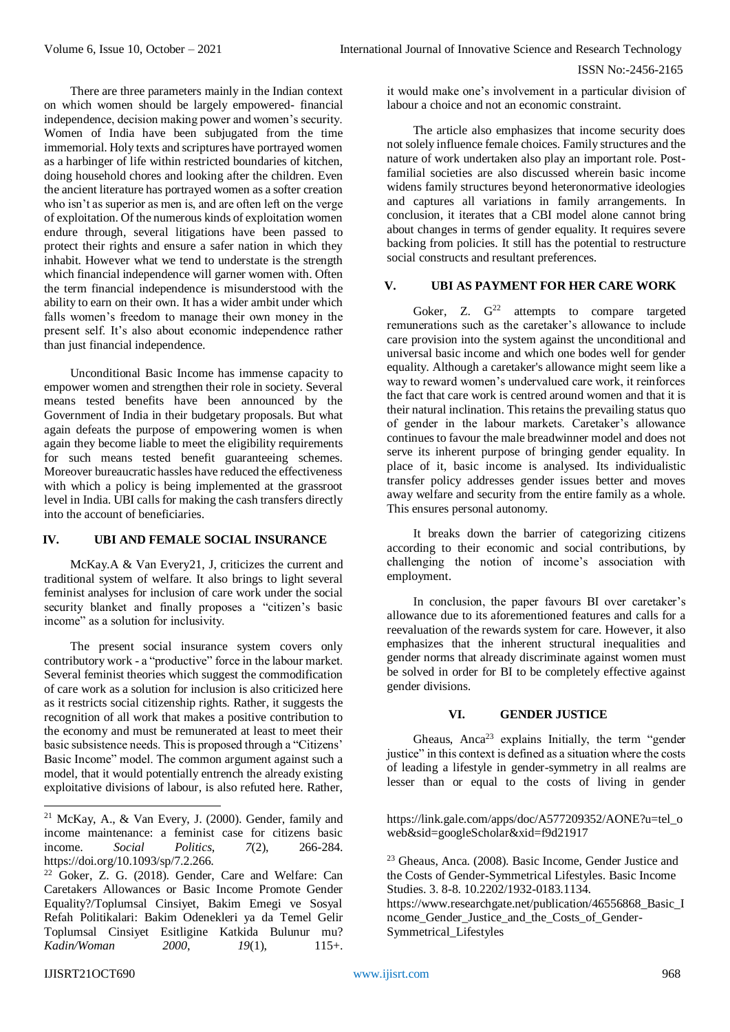There are three parameters mainly in the Indian context on which women should be largely empowered- financial independence, decision making power and women's security. Women of India have been subjugated from the time immemorial. Holy texts and scriptures have portrayed women as a harbinger of life within restricted boundaries of kitchen, doing household chores and looking after the children. Even the ancient literature has portrayed women as a softer creation who isn't as superior as men is, and are often left on the verge of exploitation. Of the numerous kinds of exploitation women endure through, several litigations have been passed to protect their rights and ensure a safer nation in which they inhabit. However what we tend to understate is the strength which financial independence will garner women with. Often the term financial independence is misunderstood with the ability to earn on their own. It has a wider ambit under which falls women's freedom to manage their own money in the present self. It's also about economic independence rather than just financial independence.

Unconditional Basic Income has immense capacity to empower women and strengthen their role in society. Several means tested benefits have been announced by the Government of India in their budgetary proposals. But what again defeats the purpose of empowering women is when again they become liable to meet the eligibility requirements for such means tested benefit guaranteeing schemes. Moreover bureaucratic hassles have reduced the effectiveness with which a policy is being implemented at the grassroot level in India. UBI calls for making the cash transfers directly into the account of beneficiaries.

## IV. UBI AND FEMALE SOCIAL INSURANCE

McKay.A & Van Every21, J, criticizes the current and traditional system of welfare. It also brings to light several feminist analyses for inclusion of care work under the social security blanket and finally proposes a "citizen's basic income" as a solution for inclusivity.

The present social insurance system covers only contributory work - a "productive" force in the labour market. Several feminist theories which suggest the commodification of care work as a solution for inclusion is also criticized here as it restricts social citizenship rights. Rather, it suggests the recognition of all work that makes a positive contribution to the economy and must be remunerated at least to meet their basic subsistence needs. This is proposed through a "Citizens' Basic Income" model. The common argument against such a model, that it would potentially entrench the already existing exploitative divisions of labour, is also refuted here. Rather, it would make one's involvement in a particular division of labour a choice and not an economic constraint.

The article also emphasizes that income security does not solely influence female choices. Family structures and the nature of work undertaken also play an important role. Post-familial societies are also discussed wherein basic income widens family structures beyond heteronormative ideologies and captures all variations in family arrangements. In conclusion, it iterates that a CBI model alone cannot bring about changes in terms of gender equality. It requires severe backing from policies. It still has the potential to restructure social constructs and resultant preferences.

## V. UBI AS PAYMENT FOR HER CARE WORK

Goker, Z. G[22] attempts to compare targeted remunerations such as the caretaker's allowance to include care provision into the system against the unconditional and universal basic income and which one bodes well for gender equality. Although a caretaker's allowance might seem like a way to reward women's undervalued care work, it reinforces the fact that care work is centred around women and that it is their natural inclination. This retains the prevailing status quo of gender in the labour markets. Caretaker's allowance continues to favour the male breadwinner model and does not serve its inherent purpose of bringing gender equality. In place of it, basic income is analysed. Its individualistic transfer policy addresses gender issues better and moves away welfare and security from the entire family as a whole. This ensures personal autonomy.

It breaks down the barrier of categorizing citizens according to their economic and social contributions, by challenging the notion of income's association with employment.

In conclusion, the paper favours BI over caretaker's allowance due to its aforementioned features and calls for a reevaluation of the rewards system for care. However, it also emphasizes that the inherent structural inequalities and gender norms that already discriminate against women must be solved in order for BI to be completely effective against gender divisions.

## VI. GENDER JUSTICE

Gheaus, Anca[23] explains Initially, the term "gender justice" in this context is defined as a situation where the costs of leading a lifestyle in gender-symmetry in all realms are lesser than or equal to the costs of living in gender

---

[21] McKay, A., & Van Every, J. (2000). Gender, family and income maintenance: a feminist case for citizens basic income. *Social Politics*, *7*(2), 266-284. https://doi.org/10.1093/sp/7.2.266.

[22] Goker, Z. G. (2018). Gender, Care and Welfare: Can Caretakers Allowances or Basic Income Promote Gender Equality?/Toplumsal Cinsiyet, Bakim Emegi ve Sosyal Refah Politikalari: Bakim Odenekleri ya da Temel Gelir Toplumsal Cinsiyet Esitligine Katkida Bulunur mu? *Kadin/Woman 2000*, *19*(1), 115+. https://link.gale.com/apps/doc/A577209352/AONE?u=tel_oweb&sid=googleScholar&xid=f9d21917

[23] Gheaus, Anca. (2008). Basic Income, Gender Justice and the Costs of Gender-Symmetrical Lifestyles. Basic Income Studies. 3. 8-8. 10.2202/1932-0183.1134. https://www.researchgate.net/publication/46556868_Basic_Income_Gender_Justice_and_the_Costs_of_Gender-Symmetrical_Lifestyles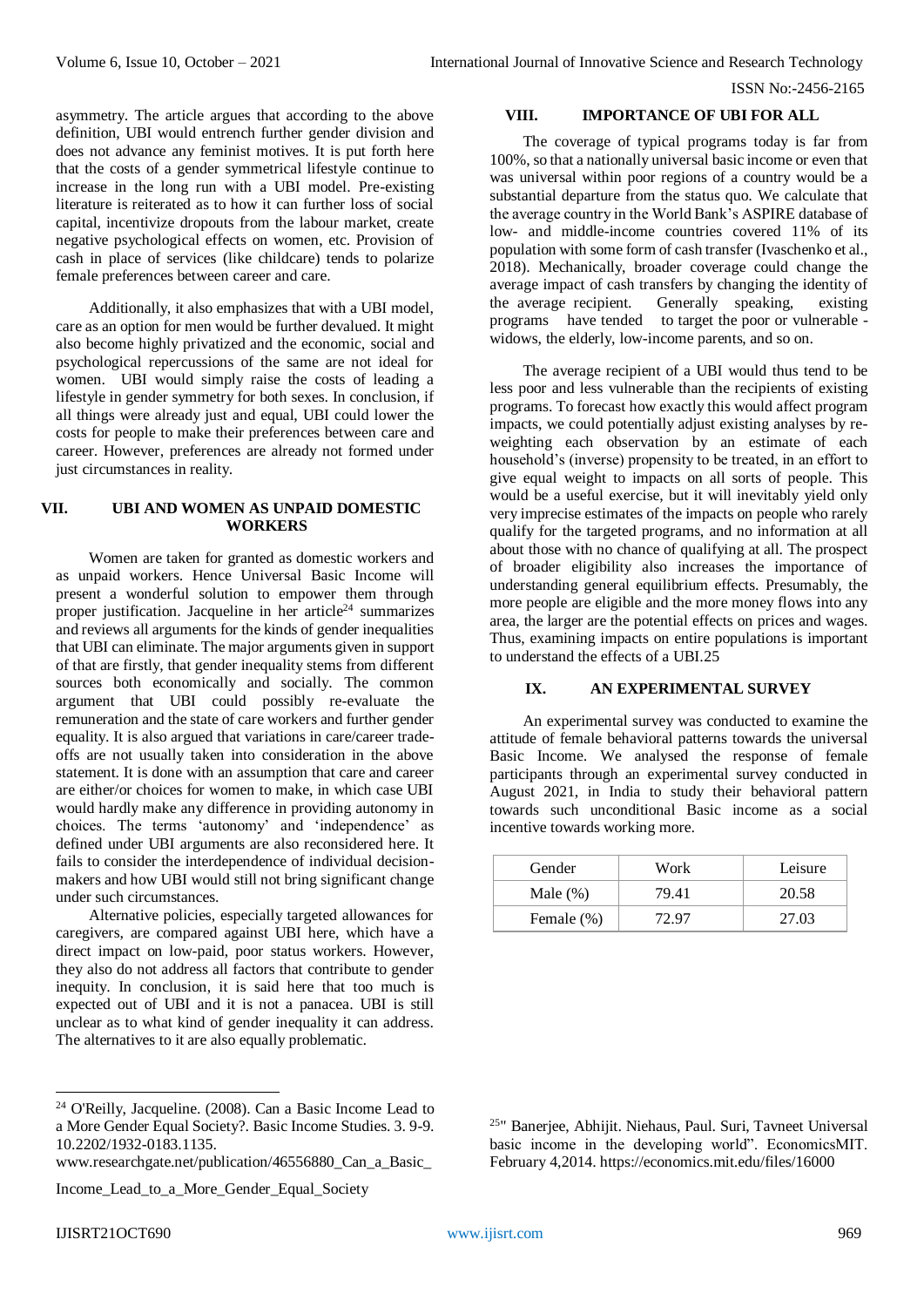asymmetry. The article argues that according to the above definition, UBI would entrench further gender division and does not advance any feminist motives. It is put forth here that the costs of a gender symmetrical lifestyle continue to increase in the long run with a UBI model. Pre-existing literature is reiterated as to how it can further loss of social capital, incentivize dropouts from the labour market, create negative psychological effects on women, etc. Provision of cash in place of services (like childcare) tends to polarize female preferences between career and care.

Additionally, it also emphasizes that with a UBI model, care as an option for men would be further devalued. It might also become highly privatized and the economic, social and psychological repercussions of the same are not ideal for women. UBI would simply raise the costs of leading a lifestyle in gender symmetry for both sexes. In conclusion, if all things were already just and equal, UBI could lower the costs for people to make their preferences between care and career. However, preferences are already not formed under just circumstances in reality.

## VII. UBI AND WOMEN AS UNPAID DOMESTIC WORKERS

Women are taken for granted as domestic workers and as unpaid workers. Hence Universal Basic Income will present a wonderful solution to empower them through proper justification. Jacqueline in her article[24] summarizes and reviews all arguments for the kinds of gender inequalities that UBI can eliminate. The major arguments given in support of that are firstly, that gender inequality stems from different sources both economically and socially. The common argument that UBI could possibly re-evaluate the remuneration and the state of care workers and further gender equality. It is also argued that variations in care/career trade-offs are not usually taken into consideration in the above statement. It is done with an assumption that care and career are either/or choices for women to make, in which case UBI would hardly make any difference in providing autonomy in choices. The terms 'autonomy' and 'independence' as defined under UBI arguments are also reconsidered here. It fails to consider the interdependence of individual decision-makers and how UBI would still not bring significant change under such circumstances.

Alternative policies, especially targeted allowances for caregivers, are compared against UBI here, which have a direct impact on low-paid, poor status workers. However, they also do not address all factors that contribute to gender inequity. In conclusion, it is said here that too much is expected out of UBI and it is not a panacea. UBI is still unclear as to what kind of gender inequality it can address. The alternatives to it are also equally problematic.

## VIII. IMPORTANCE OF UBI FOR ALL

The coverage of typical programs today is far from 100%, so that a nationally universal basic income or even that was universal within poor regions of a country would be a substantial departure from the status quo. We calculate that the average country in the World Bank's ASPIRE database of low- and middle-income countries covered 11% of its population with some form of cash transfer (Ivaschenko et al., 2018). Mechanically, broader coverage could change the average impact of cash transfers by changing the identity of the average recipient. Generally speaking, existing programs have tended to target the poor or vulnerable - widows, the elderly, low-income parents, and so on.

The average recipient of a UBI would thus tend to be less poor and less vulnerable than the recipients of existing programs. To forecast how exactly this would affect program impacts, we could potentially adjust existing analyses by re-weighting each observation by an estimate of each household's (inverse) propensity to be treated, in an effort to give equal weight to impacts on all sorts of people. This would be a useful exercise, but it will inevitably yield only very imprecise estimates of the impacts on people who rarely qualify for the targeted programs, and no information at all about those with no chance of qualifying at all. The prospect of broader eligibility also increases the importance of understanding general equilibrium effects. Presumably, the more people are eligible and the more money flows into any area, the larger are the potential effects on prices and wages. Thus, examining impacts on entire populations is important to understand the effects of a UBI.25

## IX. AN EXPERIMENTAL SURVEY

An experimental survey was conducted to examine the attitude of female behavioral patterns towards the universal Basic Income. We analysed the response of female participants through an experimental survey conducted in August 2021, in India to study their behavioral pattern towards such unconditional Basic income as a social incentive towards working more.

| Gender | Work | Leisure |
|---|---|---|
| Male (%) | 79.41 | 20.58 |
| Female (%) | 72.97 | 27.03 |

---

[24] O'Reilly, Jacqueline. (2008). Can a Basic Income Lead to a More Gender Equal Society?. Basic Income Studies. 3. 9-9. 10.2202/1932-0183.1135. www.researchgate.net/publication/46556880_Can_a_Basic_Income_Lead_to_a_More_Gender_Equal_Society

[25]" Banerjee, Abhijit. Niehaus, Paul. Suri, Tavneet Universal basic income in the developing world". EconomicsMIT. February 4,2014. https://economics.mit.edu/files/16000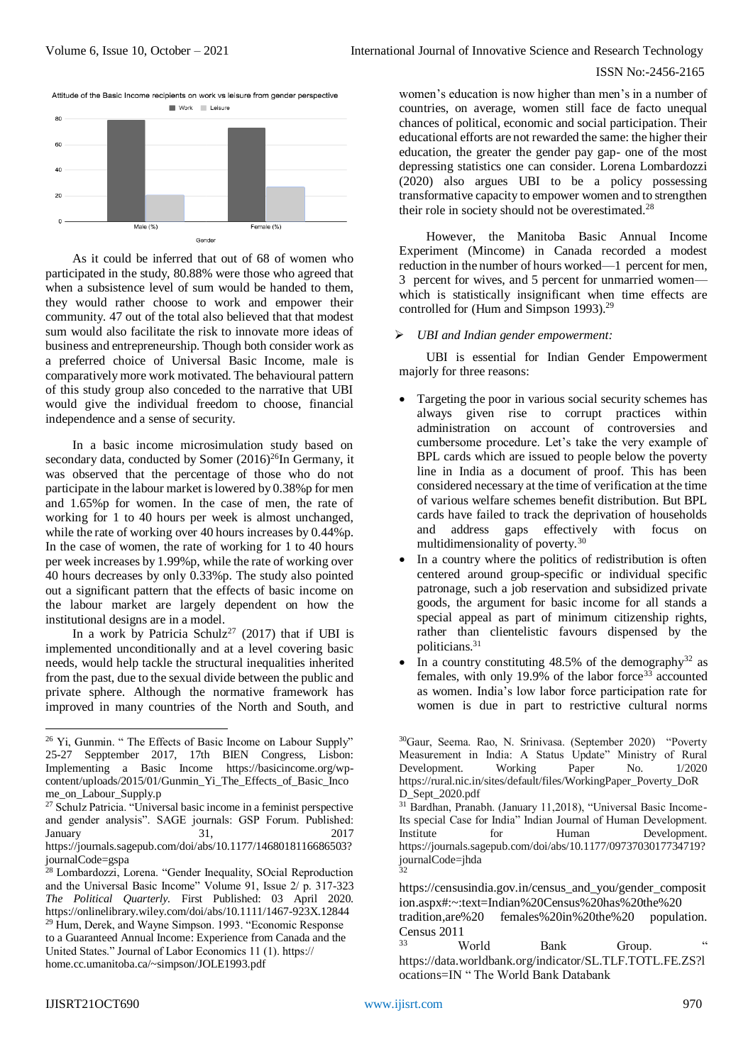Attitude of the Basic Income recipients on work vs leisure from gender perspective

As it could be inferred that out of 68 of women who participated in the study, 80.88% were those who agreed that when a subsistence level of sum would be handed to them, they would rather choose to work and empower their community. 47 out of the total also believed that that modest sum would also facilitate the risk to innovate more ideas of business and entrepreneurship. Though both consider work as a preferred choice of Universal Basic Income, male is comparatively more work motivated. The behavioural pattern of this study group also conceded to the narrative that UBI would give the individual freedom to choose, financial independence and a sense of security.

In a basic income microsimulation study based on secondary data, conducted by Somer (2016)[26]In Germany, it was observed that the percentage of those who do not participate in the labour market is lowered by 0.38%p for men and 1.65%p for women. In the case of men, the rate of working for 1 to 40 hours per week is almost unchanged, while the rate of working over 40 hours increases by 0.44%p. In the case of women, the rate of working for 1 to 40 hours per week increases by 1.99%p, while the rate of working over 40 hours decreases by only 0.33%p. The study also pointed out a significant pattern that the effects of basic income on the labour market are largely dependent on how the institutional designs are in a model.

In a work by Patricia Schulz[27] (2017) that if UBI is implemented unconditionally and at a level covering basic needs, would help tackle the structural inequalities inherited from the past, due to the sexual divide between the public and private sphere. Although the normative framework has improved in many countries of the North and South, and women's education is now higher than men's in a number of countries, on average, women still face de facto unequal chances of political, economic and social participation. Their educational efforts are not rewarded the same: the higher their education, the greater the gender pay gap- one of the most depressing statistics one can consider. Lorena Lombardozzi (2020) also argues UBI to be a policy possessing transformative capacity to empower women and to strengthen their role in society should not be overestimated.[28]

However, the Manitoba Basic Annual Income Experiment (Mincome) in Canada recorded a modest reduction in the number of hours worked—1 percent for men, 3 percent for wives, and 5 percent for unmarried women—which is statistically insignificant when time effects are controlled for (Hum and Simpson 1993).[29]

- *UBI and Indian gender empowerment:*

UBI is essential for Indian Gender Empowerment majorly for three reasons:

- Targeting the poor in various social security schemes has always given rise to corrupt practices within administration on account of controversies and cumbersome procedure. Let's take the very example of BPL cards which are issued to people below the poverty line in India as a document of proof. This has been considered necessary at the time of verification at the time of various welfare schemes benefit distribution. But BPL cards have failed to track the deprivation of households and address gaps effectively with focus on multidimensionality of poverty.[30]
- In a country where the politics of redistribution is often centered around group-specific or individual specific patronage, such a job reservation and subsidized private goods, the argument for basic income for all stands a special appeal as part of minimum citizenship rights, rather than clientelistic favours dispensed by the politicians.[31]
- In a country constituting 48.5% of the demography[32] as females, with only 19.9% of the labor force[33] accounted as women. India's low labor force participation rate for women is due in part to restrictive cultural norms

---

[26] Yi, Gunmin. " The Effects of Basic Income on Labour Supply" 25-27 Sepptember 2017, 17th BIEN Congress, Lisbon: Implementing a Basic Income https://basicincome.org/wp-content/uploads/2015/01/Gunmin_Yi_The_Effects_of_Basic_Income_on_Labour_Supply.p

[27] Schulz Patricia. "Universal basic income in a feminist perspective and gender analysis". SAGE journals: GSP Forum. Published: January 31, 2017 https://journals.sagepub.com/doi/abs/10.1177/1468018116686503?journalCode=gspa

[28] Lombardozzi, Lorena. "Gender Inequality, SOcial Reproduction and the Universal Basic Income" Volume 91, Issue 2/ p. 317-323 *The Political Quarterly.* First Published: 03 April 2020. https://onlinelibrary.wiley.com/doi/abs/10.1111/1467-923X.12844

[29] Hum, Derek, and Wayne Simpson. 1993. "Economic Response to a Guaranteed Annual Income: Experience from Canada and the United States." Journal of Labor Economics 11 (1). https:// home.cc.umanitoba.ca/~simpson/JOLE1993.pdf

[30] Gaur, Seema. Rao, N. Srinivasa. (September 2020) "Poverty Measurement in India: A Status Update" Ministry of Rural Development. Working Paper No. 1/2020 https://rural.nic.in/sites/default/files/WorkingPaper_Poverty_DoRD_Sept_2020.pdf

[31] Bardhan, Pranabh. (January 11,2018), "Universal Basic Income- Its special Case for India" Indian Journal of Human Development. Institute for Human Development. https://journals.sagepub.com/doi/abs/10.1177/0973703017734719?journalCode=jhda

[32] https://censusindia.gov.in/census_and_you/gender_composition.aspx#:~:text=Indian%20Census%20has%20the%20tradition,are%20 females%20in%20the%20 population. Census 2011

[33] World Bank Group. " https://data.worldbank.org/indicator/SL.TLF.TOTL.FE.ZS?locations=IN " The World Bank Databank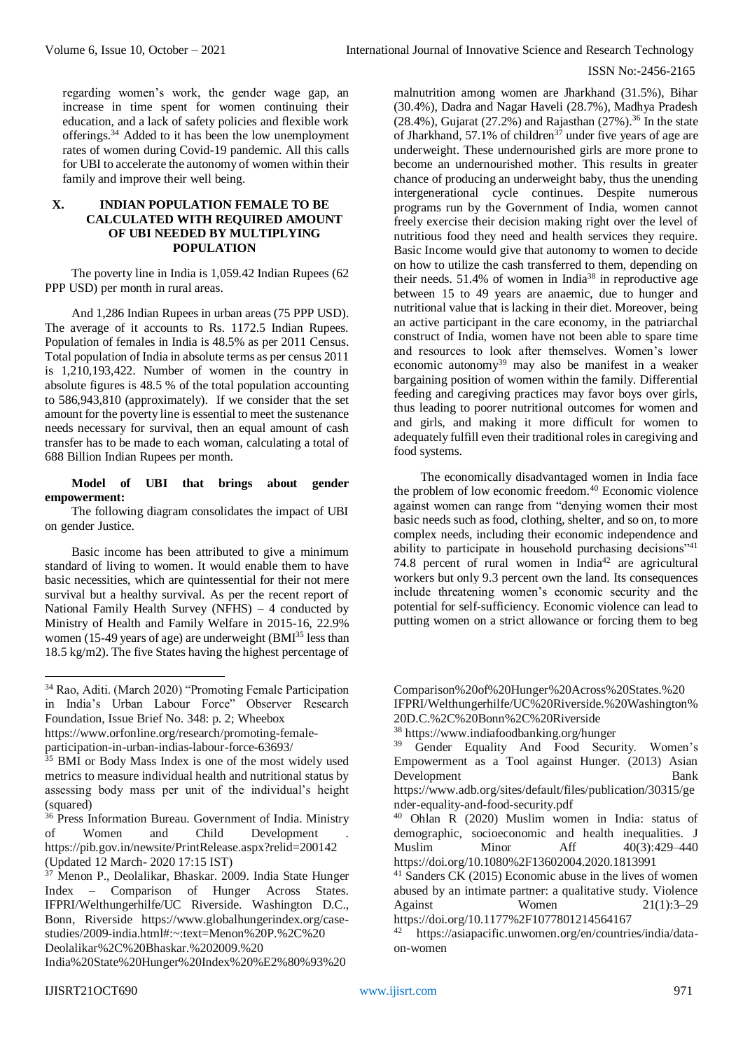regarding women's work, the gender wage gap, an increase in time spent for women continuing their education, and a lack of safety policies and flexible work offerings.[34] Added to it has been the low unemployment rates of women during Covid-19 pandemic. All this calls for UBI to accelerate the autonomy of women within their family and improve their well being.

## X. INDIAN POPULATION FEMALE TO BE CALCULATED WITH REQUIRED AMOUNT OF UBI NEEDED BY MULTIPLYING POPULATION

The poverty line in India is 1,059.42 Indian Rupees (62 PPP USD) per month in rural areas.

And 1,286 Indian Rupees in urban areas (75 PPP USD). The average of it accounts to Rs. 1172.5 Indian Rupees. Population of females in India is 48.5% as per 2011 Census. Total population of India in absolute terms as per census 2011 is 1,210,193,422. Number of women in the country in absolute figures is 48.5 % of the total population accounting to 586,943,810 (approximately). If we consider that the set amount for the poverty line is essential to meet the sustenance needs necessary for survival, then an equal amount of cash transfer has to be made to each woman, calculating a total of 688 Billion Indian Rupees per month.

**Model of UBI that brings about gender empowerment:**

The following diagram consolidates the impact of UBI on gender Justice.

Basic income has been attributed to give a minimum standard of living to women. It would enable them to have basic necessities, which are quintessential for their not mere survival but a healthy survival. As per the recent report of National Family Health Survey (NFHS) – 4 conducted by Ministry of Health and Family Welfare in 2015-16, 22.9% women (15-49 years of age) are underweight (BMI[35] less than 18.5 kg/m2). The five States having the highest percentage of malnutrition among women are Jharkhand (31.5%), Bihar (30.4%), Dadra and Nagar Haveli (28.7%), Madhya Pradesh (28.4%), Gujarat (27.2%) and Rajasthan (27%).[36] In the state of Jharkhand, 57.1% of children[37] under five years of age are underweight. These undernourished girls are more prone to become an undernourished mother. This results in greater chance of producing an underweight baby, thus the unending intergenerational cycle continues. Despite numerous programs run by the Government of India, women cannot freely exercise their decision making right over the level of nutritious food they need and health services they require. Basic Income would give that autonomy to women to decide on how to utilize the cash transferred to them, depending on their needs. 51.4% of women in India[38] in reproductive age between 15 to 49 years are anaemic, due to hunger and nutritional value that is lacking in their diet. Moreover, being an active participant in the care economy, in the patriarchal construct of India, women have not been able to spare time and resources to look after themselves. Women's lower economic autonomy[39] may also be manifest in a weaker bargaining position of women within the family. Differential feeding and caregiving practices may favor boys over girls, thus leading to poorer nutritional outcomes for women and and girls, and making it more difficult for women to adequately fulfill even their traditional roles in caregiving and food systems.

The economically disadvantaged women in India face the problem of low economic freedom.[40] Economic violence against women can range from "denying women their most basic needs such as food, clothing, shelter, and so on, to more complex needs, including their economic independence and ability to participate in household purchasing decisions"[41] 74.8 percent of rural women in India[42] are agricultural workers but only 9.3 percent own the land. Its consequences include threatening women's economic security and the potential for self-sufficiency. Economic violence can lead to putting women on a strict allowance or forcing them to beg

---

[34] Rao, Aditi. (March 2020) "Promoting Female Participation in India's Urban Labour Force" Observer Research Foundation, Issue Brief No. 348: p. 2; Wheebox https://www.orfonline.org/research/promoting-female-participation-in-urban-indias-labour-force-63693/

[35] BMI or Body Mass Index is one of the most widely used metrics to measure individual health and nutritional status by assessing body mass per unit of the individual's height (squared)

[36] Press Information Bureau. Government of India. Ministry of Women and Child Development . https://pib.gov.in/newsite/PrintRelease.aspx?relid=200142 (Updated 12 March- 2020 17:15 IST)

[37] Menon P., Deolalikar, Bhaskar. 2009. India State Hunger Index – Comparison of Hunger Across States. IFPRI/Welthungerhilfe/UC Riverside. Washington D.C., Bonn, Riverside https://www.globalhungerindex.org/case-studies/2009-india.html#:~:text=Menon%20P.%2C%20Deolalikar%2C%20Bhaskar.%202009.%20India%20State%20Hunger%20Index%20%E2%80%93%20Comparison%20of%20Hunger%20Across%20States.%20IFPRI/Welthungerhilfe/UC%20Riverside.%20Washington%20D.C.%2C%20Bonn%2C%20Riverside

[38] https://www.indiafoodbanking.org/hunger

[39] Gender Equality And Food Security. Women's Empowerment as a Tool against Hunger. (2013) Asian Development Bank https://www.adb.org/sites/default/files/publication/30315/gender-equality-and-food-security.pdf

[40] Ohlan R (2020) Muslim women in India: status of demographic, socioeconomic and health inequalities. J Muslim Minor Aff 40(3):429–440 https://doi.org/10.1080%2F13602004.2020.1813991

[41] Sanders CK (2015) Economic abuse in the lives of women abused by an intimate partner: a qualitative study. Violence Against Women 21(1):3–29 https://doi.org/10.1177%2F1077801214564167

[42] https://asiapacific.unwomen.org/en/countries/india/data-on-women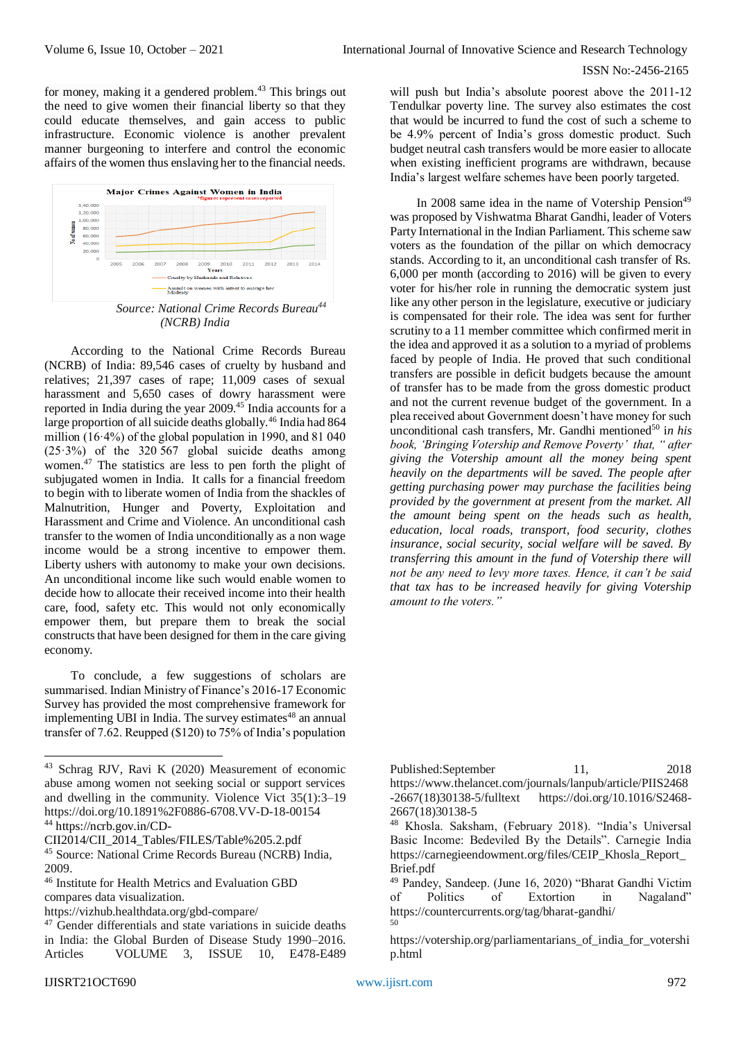for money, making it a gendered problem.[43] This brings out the need to give women their financial liberty so that they could educate themselves, and gain access to public infrastructure. Economic violence is another prevalent manner burgeoning to interfere and control the economic affairs of the women thus enslaving her to the financial needs.

Major Crimes Against Women in India

*figures represent cases reported

No of women

1,40,000
1,20,000
1,00,000
80,000
60,000
40,000
20,000
0

2005 2006 2007 2008 2009 2010 2011 2012 2013 2014

Years

Cruelty by Husbands and Relatives

Assault on women with intent to outrage her Modesty

*Source: National Crime Records Bureau[44] (NCRB) India*

According to the National Crime Records Bureau (NCRB) of India: 89,546 cases of cruelty by husband and relatives; 21,397 cases of rape; 11,009 cases of sexual harassment and 5,650 cases of dowry harassment were reported in India during the year 2009.[45] India accounts for a large proportion of all suicide deaths globally.[46] India had 864 million (16·4%) of the global population in 1990, and 81 040 (25·3%) of the 320 567 global suicide deaths among women.[47] The statistics are less to pen forth the plight of subjugated women in India. It calls for a financial freedom to begin with to liberate women of India from the shackles of Malnutrition, Hunger and Poverty, Exploitation and Harassment and Crime and Violence. An unconditional cash transfer to the women of India unconditionally as a non wage income would be a strong incentive to empower them. Liberty ushers with autonomy to make your own decisions. An unconditional income like such would enable women to decide how to allocate their received income into their health care, food, safety etc. This would not only economically empower them, but prepare them to break the social constructs that have been designed for them in the care giving economy.

To conclude, a few suggestions of scholars are summarised. Indian Ministry of Finance's 2016-17 Economic Survey has provided the most comprehensive framework for implementing UBI in India. The survey estimates[48] an annual transfer of 7.62. Rupped ($120) to 75% of India's population will push but India's absolute poorest above the 2011-12 Tendulkar poverty line. The survey also estimates the cost that would be incurred to fund the cost of such a scheme to be 4.9% percent of India's gross domestic product. Such budget neutral cash transfers would be more easier to allocate when existing inefficient programs are withdrawn, because India's largest welfare schemes have been poorly targeted.

In 2008 same idea in the name of Votership Pension[49] was proposed by Vishwatma Bharat Gandhi, leader of Voters Party International in the Indian Parliament. This scheme saw voters as the foundation of the pillar on which democracy stands. According to it, an unconditional cash transfer of Rs. 6,000 per month (according to 2016) will be given to every voter for his/her role in running the democratic system just like any other person in the legislature, executive or judiciary is compensated for their role. The idea was sent for further scrutiny to a 11 member committee which confirmed merit in the idea and approved it as a solution to a myriad of problems faced by people of India. He proved that such conditional transfers are possible in deficit budgets because the amount of transfer has to be made from the gross domestic product and not the current revenue budget of the government. In a plea received about Government doesn't have money for such unconditional cash transfers, Mr. Gandhi mentioned[50] in *his book, 'Bringing Votership and Remove Poverty' that, " after giving the Votership amount all the money being spent heavily on the departments will be saved. The people after getting purchasing power may purchase the facilities being provided by the government at present from the market. All the amount being spent on the heads such as health, education, local roads, transport, food security, clothes insurance, social security, social welfare will be saved. By transferring this amount in the fund of Votership there will not be any need to levy more taxes. Hence, it can't be said that tax has to be increased heavily for giving Votership amount to the voters."*

---

[43] Schrag RJV, Ravi K (2020) Measurement of economic abuse among women not seeking social or support services and dwelling in the community. Violence Vict 35(1):3–19 https://doi.org/10.1891%2F0886-6708.VV-D-18-00154

[44] https://ncrb.gov.in/CD-CII2014/CII_2014_Tables/FILES/Table%205.2.pdf

[45] Source: National Crime Records Bureau (NCRB) India, 2009.

[46] Institute for Health Metrics and Evaluation GBD compares data visualization. https://vizhub.healthdata.org/gbd-compare/

[47] Gender differentials and state variations in suicide deaths in India: the Global Burden of Disease Study 1990–2016. Articles VOLUME 3, ISSUE 10, E478-E489 Published:September 11, 2018 https://www.thelancet.com/journals/lanpub/article/PIIS2468-2667(18)30138-5/fulltext https://doi.org/10.1016/S2468-2667(18)30138-5

[48] Khosla. Saksham, (February 2018). "India's Universal Basic Income: Bedeviled By the Details". Carnegie India https://carnegieendowment.org/files/CEIP_Khosla_Report_Brief.pdf

[49] Pandey, Sandeep. (June 16, 2020) "Bharat Gandhi Victim of Politics of Extortion in Nagaland" https://countercurrents.org/tag/bharat-gandhi/

[50] https://votership.org/parliamentarians_of_india_for_votership.html